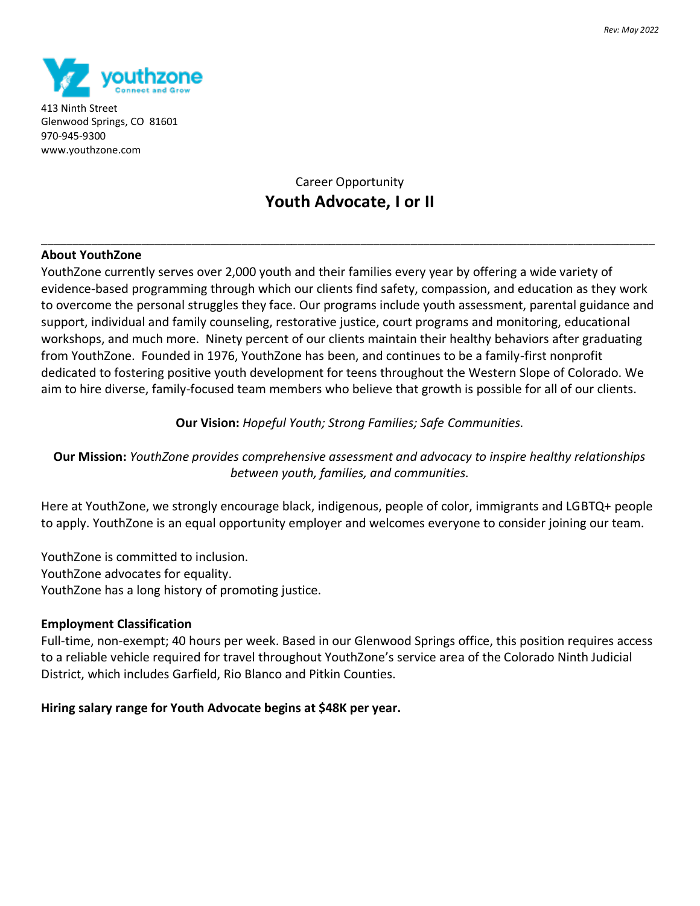Rev: May 2022

youthzone
Connect and Grow

413 Ninth Street
Glenwood Springs, CO 81601
970-945-9300
www.youthzone.com

Career Opportunity

# Youth Advocate, I or II

---

**About YouthZone**

YouthZone currently serves over 2,000 youth and their families every year by offering a wide variety of evidence-based programming through which our clients find safety, compassion, and education as they work to overcome the personal struggles they face. Our programs include youth assessment, parental guidance and support, individual and family counseling, restorative justice, court programs and monitoring, educational workshops, and much more. Ninety percent of our clients maintain their healthy behaviors after graduating from YouthZone. Founded in 1976, YouthZone has been, and continues to be a family-first nonprofit dedicated to fostering positive youth development for teens throughout the Western Slope of Colorado. We aim to hire diverse, family-focused team members who believe that growth is possible for all of our clients.

**Our Vision:** *Hopeful Youth; Strong Families; Safe Communities.*

**Our Mission:** *YouthZone provides comprehensive assessment and advocacy to inspire healthy relationships between youth, families, and communities.*

Here at YouthZone, we strongly encourage black, indigenous, people of color, immigrants and LGBTQ+ people to apply. YouthZone is an equal opportunity employer and welcomes everyone to consider joining our team.

YouthZone is committed to inclusion.
YouthZone advocates for equality.
YouthZone has a long history of promoting justice.

**Employment Classification**

Full-time, non-exempt; 40 hours per week. Based in our Glenwood Springs office, this position requires access to a reliable vehicle required for travel throughout YouthZone's service area of the Colorado Ninth Judicial District, which includes Garfield, Rio Blanco and Pitkin Counties.

**Hiring salary range for Youth Advocate begins at $48K per year.**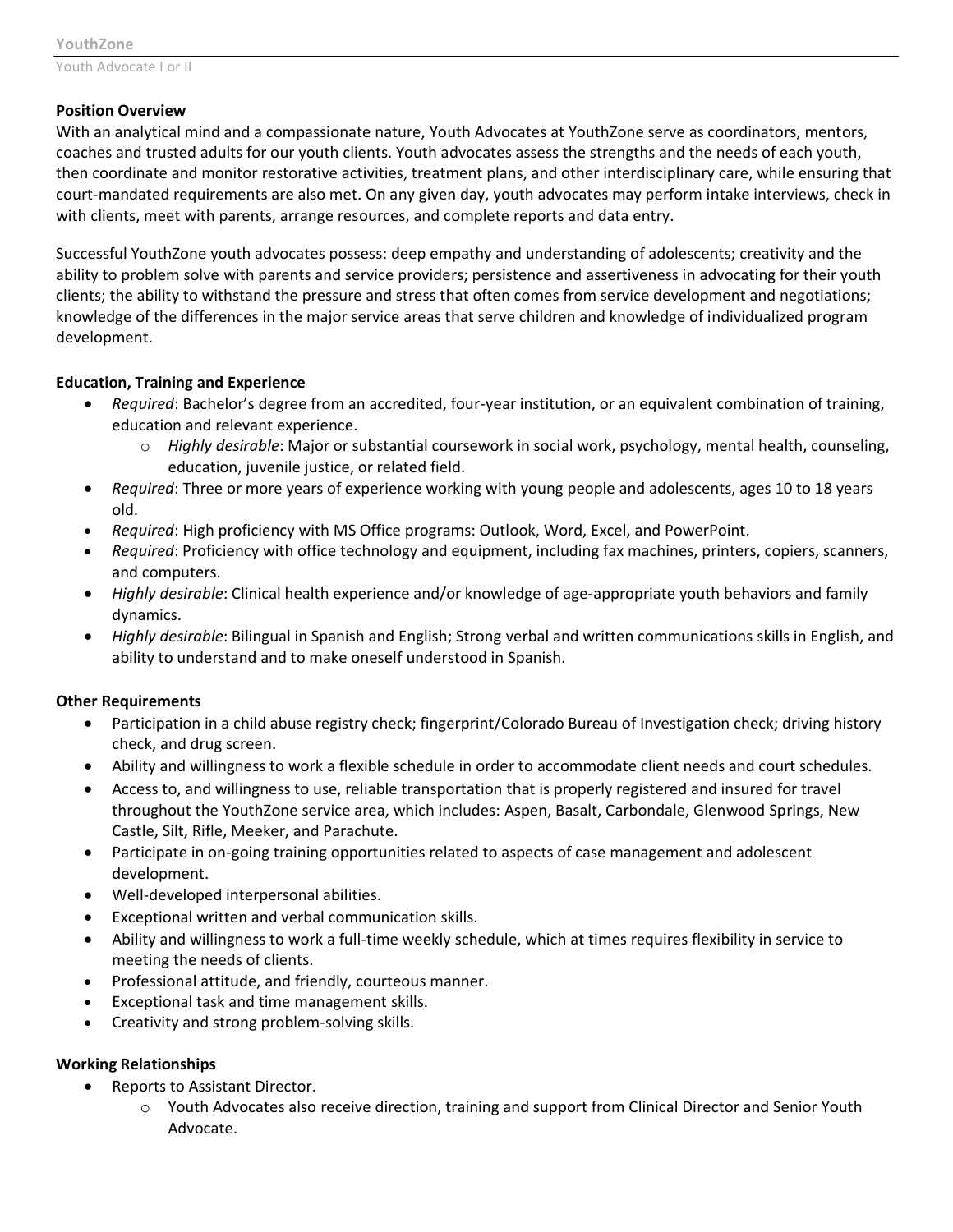**Position Overview**

With an analytical mind and a compassionate nature, Youth Advocates at YouthZone serve as coordinators, mentors, coaches and trusted adults for our youth clients. Youth advocates assess the strengths and the needs of each youth, then coordinate and monitor restorative activities, treatment plans, and other interdisciplinary care, while ensuring that court-mandated requirements are also met. On any given day, youth advocates may perform intake interviews, check in with clients, meet with parents, arrange resources, and complete reports and data entry.

Successful YouthZone youth advocates possess: deep empathy and understanding of adolescents; creativity and the ability to problem solve with parents and service providers; persistence and assertiveness in advocating for their youth clients; the ability to withstand the pressure and stress that often comes from service development and negotiations; knowledge of the differences in the major service areas that serve children and knowledge of individualized program development.

**Education, Training and Experience**

- *Required*: Bachelor's degree from an accredited, four-year institution, or an equivalent combination of training, education and relevant experience.
  - *Highly desirable*: Major or substantial coursework in social work, psychology, mental health, counseling, education, juvenile justice, or related field.
- *Required*: Three or more years of experience working with young people and adolescents, ages 10 to 18 years old.
- *Required*: High proficiency with MS Office programs: Outlook, Word, Excel, and PowerPoint.
- *Required*: Proficiency with office technology and equipment, including fax machines, printers, copiers, scanners, and computers.
- *Highly desirable*: Clinical health experience and/or knowledge of age-appropriate youth behaviors and family dynamics.
- *Highly desirable*: Bilingual in Spanish and English; Strong verbal and written communications skills in English, and ability to understand and to make oneself understood in Spanish.

**Other Requirements**

- Participation in a child abuse registry check; fingerprint/Colorado Bureau of Investigation check; driving history check, and drug screen.
- Ability and willingness to work a flexible schedule in order to accommodate client needs and court schedules.
- Access to, and willingness to use, reliable transportation that is properly registered and insured for travel throughout the YouthZone service area, which includes: Aspen, Basalt, Carbondale, Glenwood Springs, New Castle, Silt, Rifle, Meeker, and Parachute.
- Participate in on-going training opportunities related to aspects of case management and adolescent development.
- Well-developed interpersonal abilities.
- Exceptional written and verbal communication skills.
- Ability and willingness to work a full-time weekly schedule, which at times requires flexibility in service to meeting the needs of clients.
- Professional attitude, and friendly, courteous manner.
- Exceptional task and time management skills.
- Creativity and strong problem-solving skills.

**Working Relationships**

- Reports to Assistant Director.
  - Youth Advocates also receive direction, training and support from Clinical Director and Senior Youth Advocate.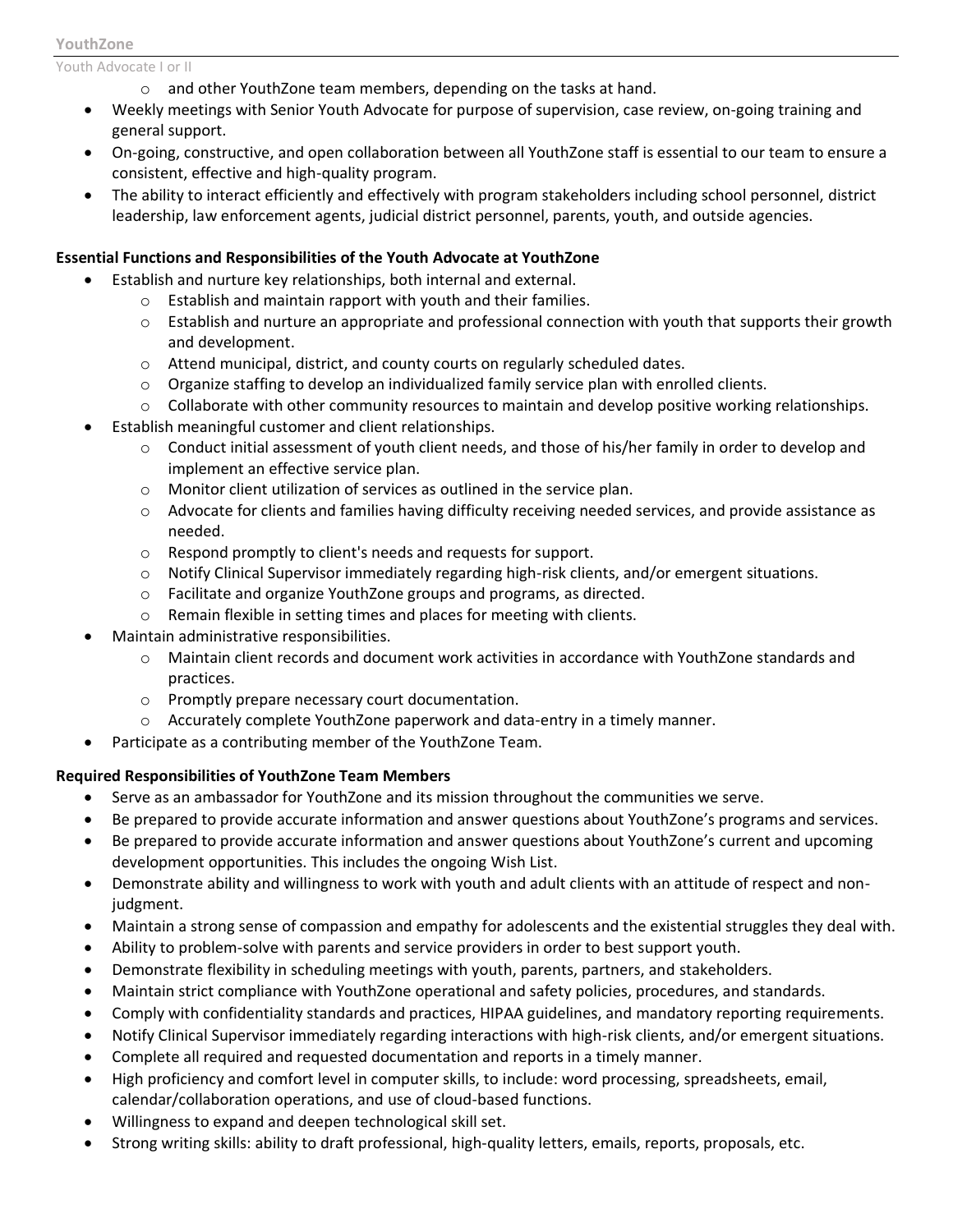- and other YouthZone team members, depending on the tasks at hand.
- Weekly meetings with Senior Youth Advocate for purpose of supervision, case review, on-going training and general support.
- On-going, constructive, and open collaboration between all YouthZone staff is essential to our team to ensure a consistent, effective and high-quality program.
- The ability to interact efficiently and effectively with program stakeholders including school personnel, district leadership, law enforcement agents, judicial district personnel, parents, youth, and outside agencies.

**Essential Functions and Responsibilities of the Youth Advocate at YouthZone**

- Establish and nurture key relationships, both internal and external.
  - Establish and maintain rapport with youth and their families.
  - Establish and nurture an appropriate and professional connection with youth that supports their growth and development.
  - Attend municipal, district, and county courts on regularly scheduled dates.
  - Organize staffing to develop an individualized family service plan with enrolled clients.
  - Collaborate with other community resources to maintain and develop positive working relationships.
- Establish meaningful customer and client relationships.
  - Conduct initial assessment of youth client needs, and those of his/her family in order to develop and implement an effective service plan.
  - Monitor client utilization of services as outlined in the service plan.
  - Advocate for clients and families having difficulty receiving needed services, and provide assistance as needed.
  - Respond promptly to client's needs and requests for support.
  - Notify Clinical Supervisor immediately regarding high-risk clients, and/or emergent situations.
  - Facilitate and organize YouthZone groups and programs, as directed.
  - Remain flexible in setting times and places for meeting with clients.
- Maintain administrative responsibilities.
  - Maintain client records and document work activities in accordance with YouthZone standards and practices.
  - Promptly prepare necessary court documentation.
  - Accurately complete YouthZone paperwork and data-entry in a timely manner.
- Participate as a contributing member of the YouthZone Team.

**Required Responsibilities of YouthZone Team Members**

- Serve as an ambassador for YouthZone and its mission throughout the communities we serve.
- Be prepared to provide accurate information and answer questions about YouthZone's programs and services.
- Be prepared to provide accurate information and answer questions about YouthZone's current and upcoming development opportunities. This includes the ongoing Wish List.
- Demonstrate ability and willingness to work with youth and adult clients with an attitude of respect and non-judgment.
- Maintain a strong sense of compassion and empathy for adolescents and the existential struggles they deal with.
- Ability to problem-solve with parents and service providers in order to best support youth.
- Demonstrate flexibility in scheduling meetings with youth, parents, partners, and stakeholders.
- Maintain strict compliance with YouthZone operational and safety policies, procedures, and standards.
- Comply with confidentiality standards and practices, HIPAA guidelines, and mandatory reporting requirements.
- Notify Clinical Supervisor immediately regarding interactions with high-risk clients, and/or emergent situations.
- Complete all required and requested documentation and reports in a timely manner.
- High proficiency and comfort level in computer skills, to include: word processing, spreadsheets, email, calendar/collaboration operations, and use of cloud-based functions.
- Willingness to expand and deepen technological skill set.
- Strong writing skills: ability to draft professional, high-quality letters, emails, reports, proposals, etc.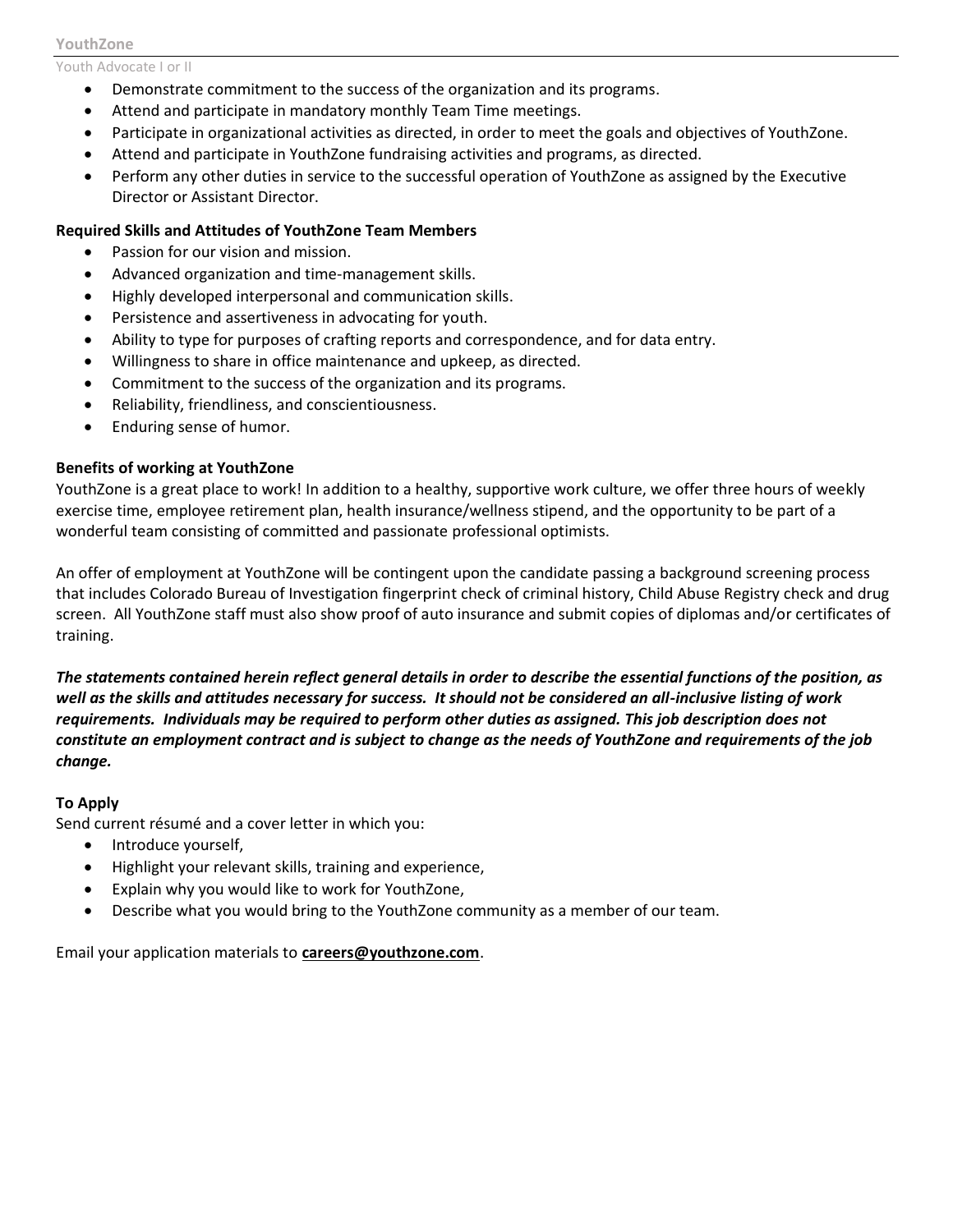- Demonstrate commitment to the success of the organization and its programs.
- Attend and participate in mandatory monthly Team Time meetings.
- Participate in organizational activities as directed, in order to meet the goals and objectives of YouthZone.
- Attend and participate in YouthZone fundraising activities and programs, as directed.
- Perform any other duties in service to the successful operation of YouthZone as assigned by the Executive Director or Assistant Director.

**Required Skills and Attitudes of YouthZone Team Members**

- Passion for our vision and mission.
- Advanced organization and time-management skills.
- Highly developed interpersonal and communication skills.
- Persistence and assertiveness in advocating for youth.
- Ability to type for purposes of crafting reports and correspondence, and for data entry.
- Willingness to share in office maintenance and upkeep, as directed.
- Commitment to the success of the organization and its programs.
- Reliability, friendliness, and conscientiousness.
- Enduring sense of humor.

**Benefits of working at YouthZone**

YouthZone is a great place to work! In addition to a healthy, supportive work culture, we offer three hours of weekly exercise time, employee retirement plan, health insurance/wellness stipend, and the opportunity to be part of a wonderful team consisting of committed and passionate professional optimists.

An offer of employment at YouthZone will be contingent upon the candidate passing a background screening process that includes Colorado Bureau of Investigation fingerprint check of criminal history, Child Abuse Registry check and drug screen. All YouthZone staff must also show proof of auto insurance and submit copies of diplomas and/or certificates of training.

***The statements contained herein reflect general details in order to describe the essential functions of the position, as well as the skills and attitudes necessary for success. It should not be considered an all-inclusive listing of work requirements. Individuals may be required to perform other duties as assigned. This job description does not constitute an employment contract and is subject to change as the needs of YouthZone and requirements of the job change.***

**To Apply**

Send current résumé and a cover letter in which you:

- Introduce yourself,
- Highlight your relevant skills, training and experience,
- Explain why you would like to work for YouthZone,
- Describe what you would bring to the YouthZone community as a member of our team.

Email your application materials to **careers@youthzone.com**.